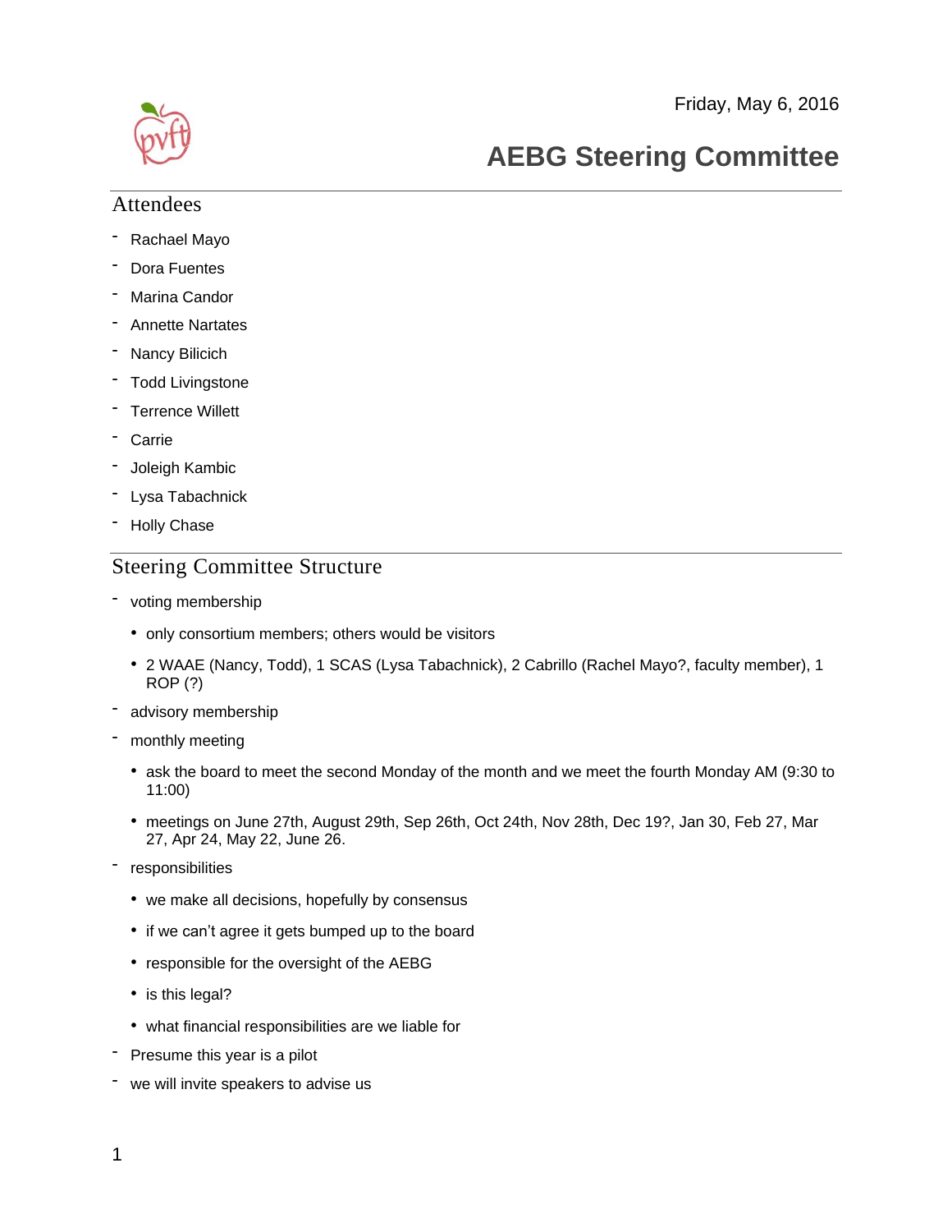Friday, May 6, 2016

# AEBG Steering Committee

## Attendees

- Rachael Mayo
- Dora Fuentes
- Marina Candor
- Annette Nartates
- Nancy Bilicich
- Todd Livingstone
- Terrence Willett
- Carrie
- Joleigh Kambic
- Lysa Tabachnick
- Holly Chase

## Steering Committee Structure

- voting membership
  - only consortium members; others would be visitors
  - 2 WAAE (Nancy, Todd), 1 SCAS (Lysa Tabachnick), 2 Cabrillo (Rachel Mayo?, faculty member), 1 ROP (?)
- advisory membership
- monthly meeting
  - ask the board to meet the second Monday of the month and we meet the fourth Monday AM (9:30 to 11:00)
  - meetings on June 27th, August 29th, Sep 26th, Oct 24th, Nov 28th, Dec 19?, Jan 30, Feb 27, Mar 27, Apr 24, May 22, June 26.
- responsibilities
  - we make all decisions, hopefully by consensus
  - if we can't agree it gets bumped up to the board
  - responsible for the oversight of the AEBG
  - is this legal?
  - what financial responsibilities are we liable for
- Presume this year is a pilot
- we will invite speakers to advise us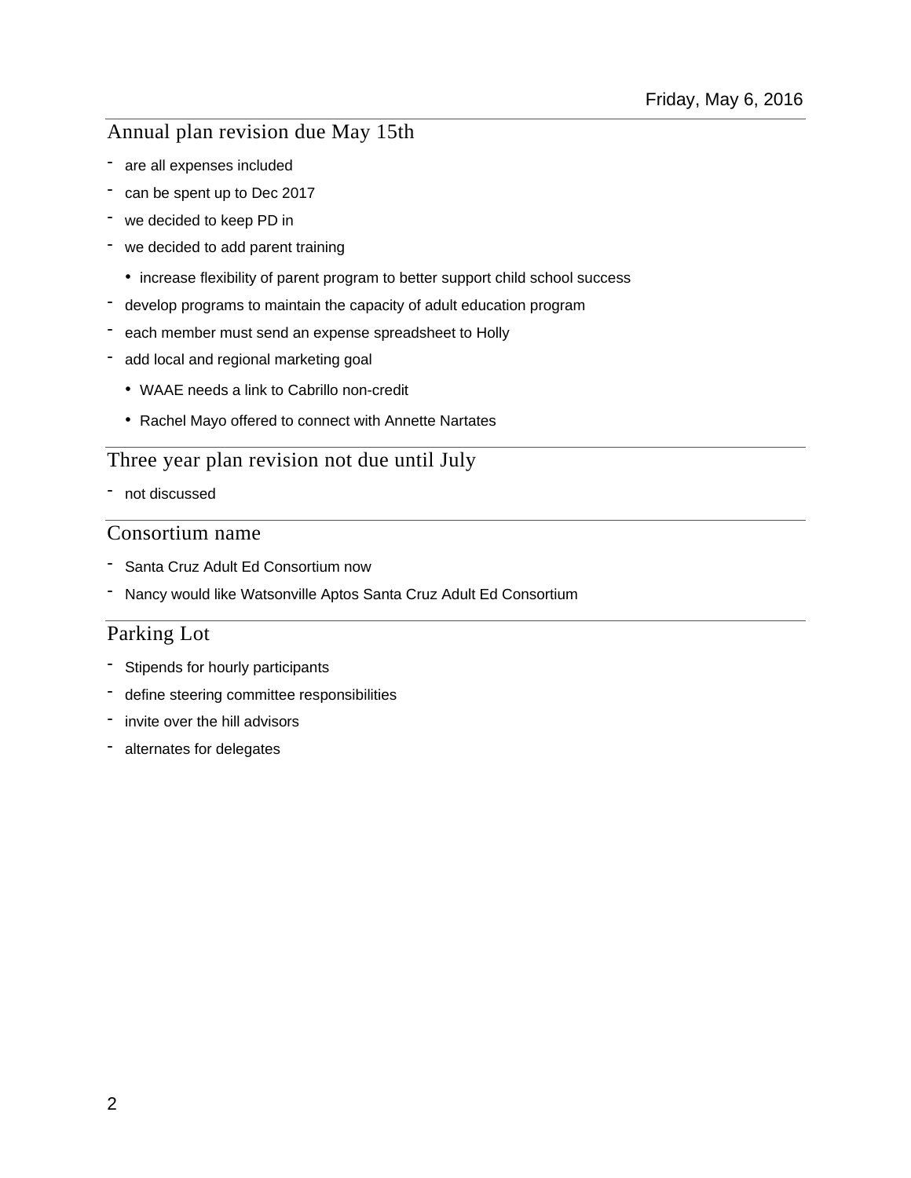Friday, May 6, 2016

## Annual plan revision due May 15th

- are all expenses included
- can be spent up to Dec 2017
- we decided to keep PD in
- we decided to add parent training
  - increase flexibility of parent program to better support child school success
- develop programs to maintain the capacity of adult education program
- each member must send an expense spreadsheet to Holly
- add local and regional marketing goal
  - WAAE needs a link to Cabrillo non-credit
  - Rachel Mayo offered to connect with Annette Nartates

## Three year plan revision not due until July

- not discussed

## Consortium name

- Santa Cruz Adult Ed Consortium now
- Nancy would like Watsonville Aptos Santa Cruz Adult Ed Consortium

## Parking Lot

- Stipends for hourly participants
- define steering committee responsibilities
- invite over the hill advisors
- alternates for delegates